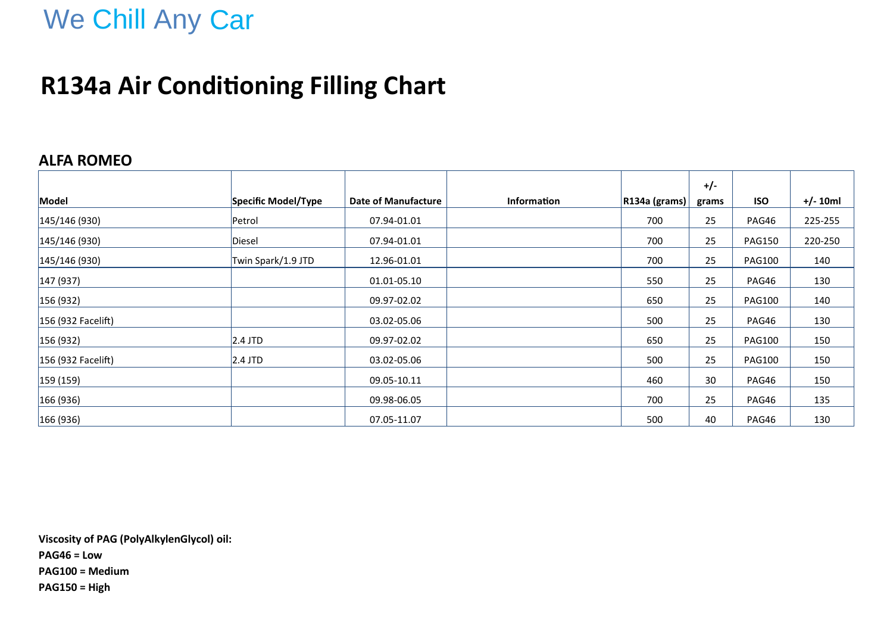We Chill Any Car

# R134a Air Conditioning Filling Chart

## ALFA ROMEO

| Model | Specific Model/Type | Date of Manufacture | Information | R134a (grams) | +/- grams | ISO | +/- 10ml |
|---|---|---|---|---|---|---|---|
| 145/146 (930) | Petrol | 07.94-01.01 | | 700 | 25 | PAG46 | 225-255 |
| 145/146 (930) | Diesel | 07.94-01.01 | | 700 | 25 | PAG150 | 220-250 |
| 145/146 (930) | Twin Spark/1.9 JTD | 12.96-01.01 | | 700 | 25 | PAG100 | 140 |
| 147 (937) | | 01.01-05.10 | | 550 | 25 | PAG46 | 130 |
| 156 (932) | | 09.97-02.02 | | 650 | 25 | PAG100 | 140 |
| 156 (932 Facelift) | | 03.02-05.06 | | 500 | 25 | PAG46 | 130 |
| 156 (932) | 2.4 JTD | 09.97-02.02 | | 650 | 25 | PAG100 | 150 |
| 156 (932 Facelift) | 2.4 JTD | 03.02-05.06 | | 500 | 25 | PAG100 | 150 |
| 159 (159) | | 09.05-10.11 | | 460 | 30 | PAG46 | 150 |
| 166 (936) | | 09.98-06.05 | | 700 | 25 | PAG46 | 135 |
| 166 (936) | | 07.05-11.07 | | 500 | 40 | PAG46 | 130 |

**Viscosity of PAG (PolyAlkylenGlycol) oil:**

**PAG46 = Low**

**PAG100 = Medium**

**PAG150 = High**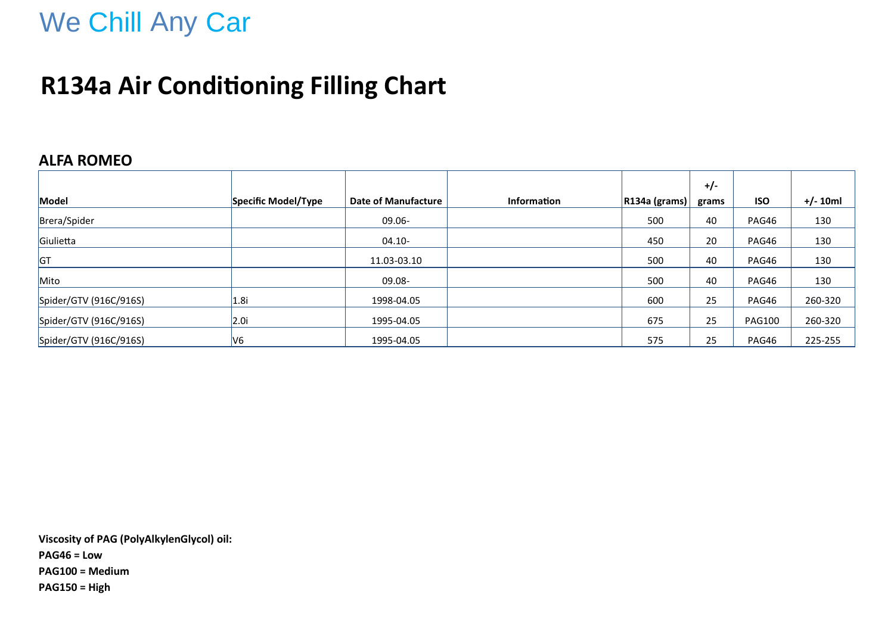We Chill Any Car

# R134a Air Conditioning Filling Chart

## ALFA ROMEO

| Model | Specific Model/Type | Date of Manufacture | Information | R134a (grams) | +/- grams | ISO | +/- 10ml |
|---|---|---|---|---|---|---|---|
| Brera/Spider | | 09.06- | | 500 | 40 | PAG46 | 130 |
| Giulietta | | 04.10- | | 450 | 20 | PAG46 | 130 |
| GT | | 11.03-03.10 | | 500 | 40 | PAG46 | 130 |
| Mito | | 09.08- | | 500 | 40 | PAG46 | 130 |
| Spider/GTV (916C/916S) | 1.8i | 1998-04.05 | | 600 | 25 | PAG46 | 260-320 |
| Spider/GTV (916C/916S) | 2.0i | 1995-04.05 | | 675 | 25 | PAG100 | 260-320 |
| Spider/GTV (916C/916S) | V6 | 1995-04.05 | | 575 | 25 | PAG46 | 225-255 |

**Viscosity of PAG (PolyAlkylenGlycol) oil:**
**PAG46 = Low**
**PAG100 = Medium**
**PAG150 = High**